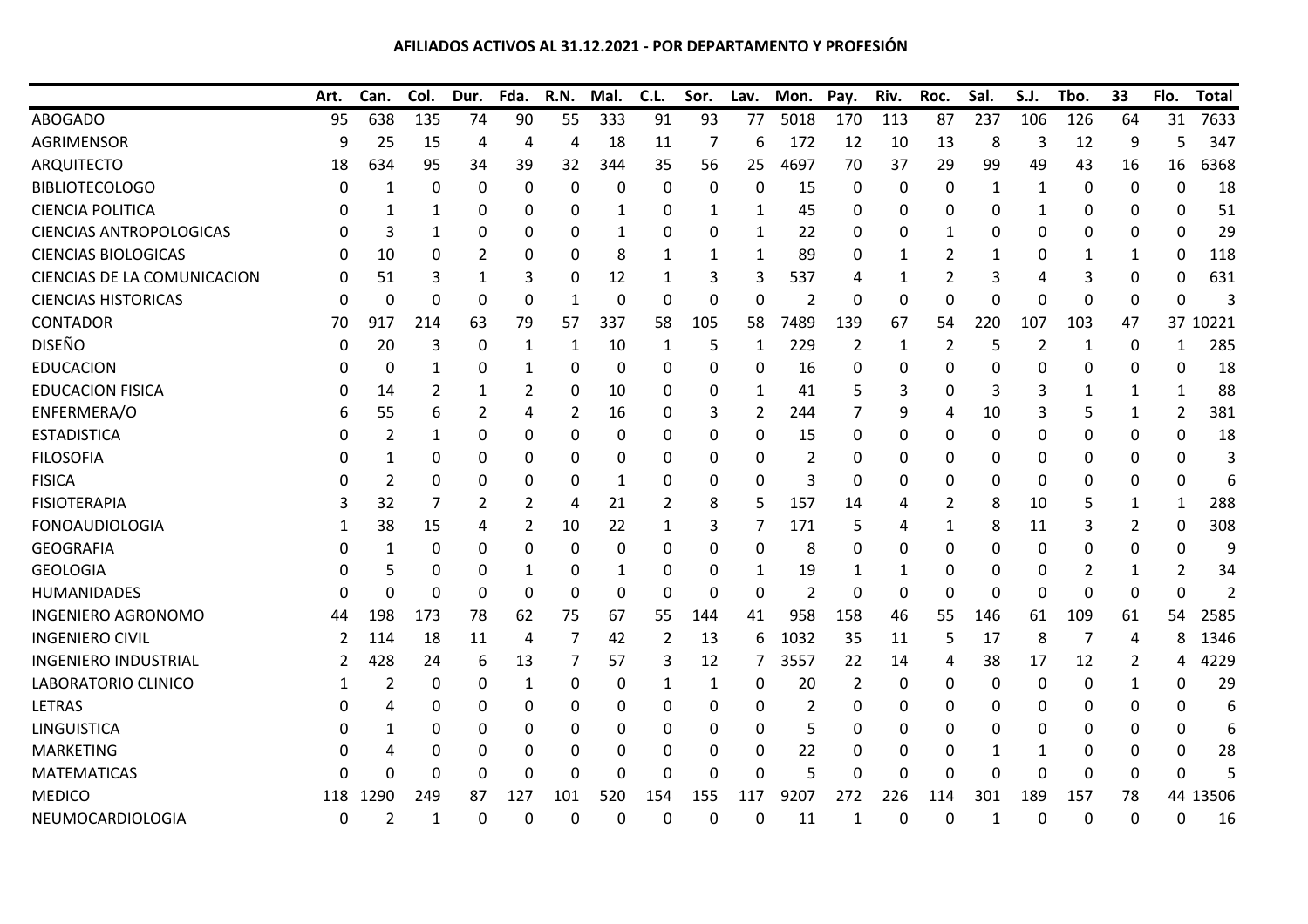**AFILIADOS ACTIVOS AL 31.12.2021 - POR DEPARTAMENTO Y PROFESIÓN**

| | Art. | Can. | Col. | Dur. | Fda. | R.N. | Mal. | C.L. | Sor. | Lav. | Mon. | Pay. | Riv. | Roc. | Sal. | S.J. | Tbo. | 33 | Flo. | Total |
|---|---|---|---|---|---|---|---|---|---|---|---|---|---|---|---|---|---|---|---|---|
| ABOGADO | 95 | 638 | 135 | 74 | 90 | 55 | 333 | 91 | 93 | 77 | 5018 | 170 | 113 | 87 | 237 | 106 | 126 | 64 | 31 | 7633 |
| AGRIMENSOR | 9 | 25 | 15 | 4 | 4 | 4 | 18 | 11 | 7 | 6 | 172 | 12 | 10 | 13 | 8 | 3 | 12 | 9 | 5 | 347 |
| ARQUITECTO | 18 | 634 | 95 | 34 | 39 | 32 | 344 | 35 | 56 | 25 | 4697 | 70 | 37 | 29 | 99 | 49 | 43 | 16 | 16 | 6368 |
| BIBLIOTECOLOGO | 0 | 1 | 0 | 0 | 0 | 0 | 0 | 0 | 0 | 0 | 15 | 0 | 0 | 0 | 1 | 1 | 0 | 0 | 0 | 18 |
| CIENCIA POLITICA | 0 | 1 | 1 | 0 | 0 | 0 | 1 | 0 | 1 | 1 | 45 | 0 | 0 | 0 | 0 | 1 | 0 | 0 | 0 | 51 |
| CIENCIAS ANTROPOLOGICAS | 0 | 3 | 1 | 0 | 0 | 0 | 1 | 0 | 0 | 1 | 22 | 0 | 0 | 1 | 0 | 0 | 0 | 0 | 0 | 29 |
| CIENCIAS BIOLOGICAS | 0 | 10 | 0 | 2 | 0 | 0 | 8 | 1 | 1 | 1 | 89 | 0 | 1 | 2 | 1 | 0 | 1 | 1 | 0 | 118 |
| CIENCIAS DE LA COMUNICACION | 0 | 51 | 3 | 1 | 3 | 0 | 12 | 1 | 3 | 3 | 537 | 4 | 1 | 2 | 3 | 4 | 3 | 0 | 0 | 631 |
| CIENCIAS HISTORICAS | 0 | 0 | 0 | 0 | 0 | 1 | 0 | 0 | 0 | 0 | 2 | 0 | 0 | 0 | 0 | 0 | 0 | 0 | 0 | 3 |
| CONTADOR | 70 | 917 | 214 | 63 | 79 | 57 | 337 | 58 | 105 | 58 | 7489 | 139 | 67 | 54 | 220 | 107 | 103 | 47 | 37 | 10221 |
| DISEÑO | 0 | 20 | 3 | 0 | 1 | 1 | 10 | 1 | 5 | 1 | 229 | 2 | 1 | 2 | 5 | 2 | 1 | 0 | 1 | 285 |
| EDUCACION | 0 | 0 | 1 | 0 | 1 | 0 | 0 | 0 | 0 | 0 | 16 | 0 | 0 | 0 | 0 | 0 | 0 | 0 | 0 | 18 |
| EDUCACION FISICA | 0 | 14 | 2 | 1 | 2 | 0 | 10 | 0 | 0 | 1 | 41 | 5 | 3 | 0 | 3 | 3 | 1 | 1 | 1 | 88 |
| ENFERMERA/O | 6 | 55 | 6 | 2 | 4 | 2 | 16 | 0 | 3 | 2 | 244 | 7 | 9 | 4 | 10 | 3 | 5 | 1 | 2 | 381 |
| ESTADISTICA | 0 | 2 | 1 | 0 | 0 | 0 | 0 | 0 | 0 | 0 | 15 | 0 | 0 | 0 | 0 | 0 | 0 | 0 | 0 | 18 |
| FILOSOFIA | 0 | 1 | 0 | 0 | 0 | 0 | 0 | 0 | 0 | 0 | 2 | 0 | 0 | 0 | 0 | 0 | 0 | 0 | 0 | 3 |
| FISICA | 0 | 2 | 0 | 0 | 0 | 0 | 1 | 0 | 0 | 0 | 3 | 0 | 0 | 0 | 0 | 0 | 0 | 0 | 0 | 6 |
| FISIOTERAPIA | 3 | 32 | 7 | 2 | 2 | 4 | 21 | 2 | 8 | 5 | 157 | 14 | 4 | 2 | 8 | 10 | 5 | 1 | 1 | 288 |
| FONOAUDIOLOGIA | 1 | 38 | 15 | 4 | 2 | 10 | 22 | 1 | 3 | 7 | 171 | 5 | 4 | 1 | 8 | 11 | 3 | 2 | 0 | 308 |
| GEOGRAFIA | 0 | 1 | 0 | 0 | 0 | 0 | 0 | 0 | 0 | 0 | 8 | 0 | 0 | 0 | 0 | 0 | 0 | 0 | 0 | 9 |
| GEOLOGIA | 0 | 5 | 0 | 0 | 1 | 0 | 1 | 0 | 0 | 1 | 19 | 1 | 1 | 0 | 0 | 0 | 2 | 1 | 2 | 34 |
| HUMANIDADES | 0 | 0 | 0 | 0 | 0 | 0 | 0 | 0 | 0 | 0 | 2 | 0 | 0 | 0 | 0 | 0 | 0 | 0 | 0 | 2 |
| INGENIERO AGRONOMO | 44 | 198 | 173 | 78 | 62 | 75 | 67 | 55 | 144 | 41 | 958 | 158 | 46 | 55 | 146 | 61 | 109 | 61 | 54 | 2585 |
| INGENIERO CIVIL | 2 | 114 | 18 | 11 | 4 | 7 | 42 | 2 | 13 | 6 | 1032 | 35 | 11 | 5 | 17 | 8 | 7 | 4 | 8 | 1346 |
| INGENIERO INDUSTRIAL | 2 | 428 | 24 | 6 | 13 | 7 | 57 | 3 | 12 | 7 | 3557 | 22 | 14 | 4 | 38 | 17 | 12 | 2 | 4 | 4229 |
| LABORATORIO CLINICO | 1 | 2 | 0 | 0 | 1 | 0 | 0 | 1 | 1 | 0 | 20 | 2 | 0 | 0 | 0 | 0 | 0 | 1 | 0 | 29 |
| LETRAS | 0 | 4 | 0 | 0 | 0 | 0 | 0 | 0 | 0 | 0 | 2 | 0 | 0 | 0 | 0 | 0 | 0 | 0 | 0 | 6 |
| LINGUISTICA | 0 | 1 | 0 | 0 | 0 | 0 | 0 | 0 | 0 | 0 | 5 | 0 | 0 | 0 | 0 | 0 | 0 | 0 | 0 | 6 |
| MARKETING | 0 | 4 | 0 | 0 | 0 | 0 | 0 | 0 | 0 | 0 | 22 | 0 | 0 | 0 | 1 | 1 | 0 | 0 | 0 | 28 |
| MATEMATICAS | 0 | 0 | 0 | 0 | 0 | 0 | 0 | 0 | 0 | 0 | 5 | 0 | 0 | 0 | 0 | 0 | 0 | 0 | 0 | 5 |
| MEDICO | 118 | 1290 | 249 | 87 | 127 | 101 | 520 | 154 | 155 | 117 | 9207 | 272 | 226 | 114 | 301 | 189 | 157 | 78 | 44 | 13506 |
| NEUMOCARDIOLOGIA | 0 | 2 | 1 | 0 | 0 | 0 | 0 | 0 | 0 | 0 | 11 | 1 | 0 | 0 | 1 | 0 | 0 | 0 | 0 | 16 |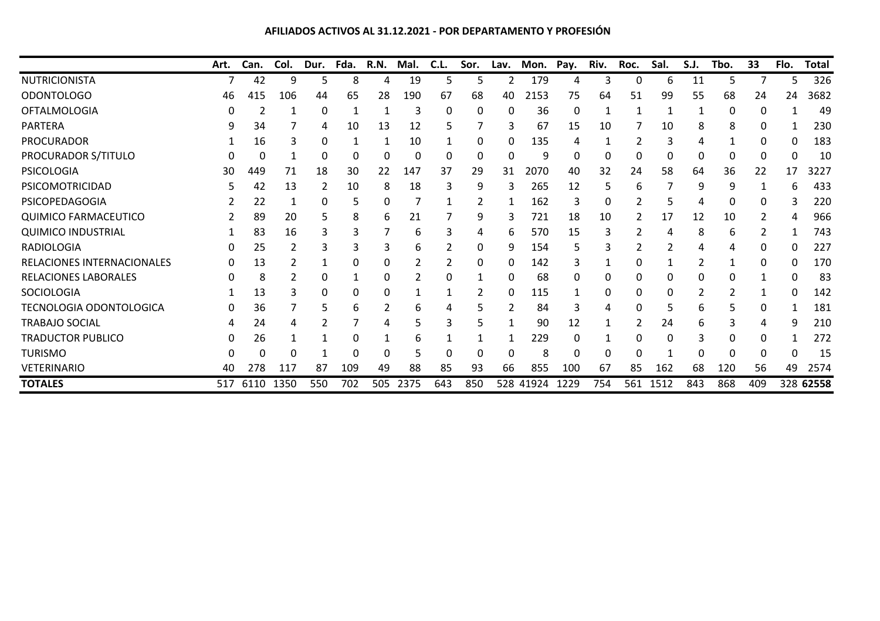**AFILIADOS ACTIVOS AL 31.12.2021 - POR DEPARTAMENTO Y PROFESIÓN**

| | Art. | Can. | Col. | Dur. | Fda. | R.N. | Mal. | C.L. | Sor. | Lav. | Mon. | Pay. | Riv. | Roc. | Sal. | S.J. | Tbo. | 33 | Flo. | Total |
|---|---|---|---|---|---|---|---|---|---|---|---|---|---|---|---|---|---|---|---|---|
| NUTRICIONISTA | 7 | 42 | 9 | 5 | 8 | 4 | 19 | 5 | 5 | 2 | 179 | 4 | 3 | 0 | 6 | 11 | 5 | 7 | 5 | 326 |
| ODONTOLOGO | 46 | 415 | 106 | 44 | 65 | 28 | 190 | 67 | 68 | 40 | 2153 | 75 | 64 | 51 | 99 | 55 | 68 | 24 | 24 | 3682 |
| OFTALMOLOGIA | 0 | 2 | 1 | 0 | 1 | 1 | 3 | 0 | 0 | 0 | 36 | 0 | 1 | 1 | 1 | 1 | 0 | 0 | 1 | 49 |
| PARTERA | 9 | 34 | 7 | 4 | 10 | 13 | 12 | 5 | 7 | 3 | 67 | 15 | 10 | 7 | 10 | 8 | 8 | 0 | 1 | 230 |
| PROCURADOR | 1 | 16 | 3 | 0 | 1 | 1 | 10 | 1 | 0 | 0 | 135 | 4 | 1 | 2 | 3 | 4 | 1 | 0 | 0 | 183 |
| PROCURADOR S/TITULO | 0 | 0 | 1 | 0 | 0 | 0 | 0 | 0 | 0 | 0 | 9 | 0 | 0 | 0 | 0 | 0 | 0 | 0 | 0 | 10 |
| PSICOLOGIA | 30 | 449 | 71 | 18 | 30 | 22 | 147 | 37 | 29 | 31 | 2070 | 40 | 32 | 24 | 58 | 64 | 36 | 22 | 17 | 3227 |
| PSICOMOTRICIDAD | 5 | 42 | 13 | 2 | 10 | 8 | 18 | 3 | 9 | 3 | 265 | 12 | 5 | 6 | 7 | 9 | 9 | 1 | 6 | 433 |
| PSICOPEDAGOGIA | 2 | 22 | 1 | 0 | 5 | 0 | 7 | 1 | 2 | 1 | 162 | 3 | 0 | 2 | 5 | 4 | 0 | 0 | 3 | 220 |
| QUIMICO FARMACEUTICO | 2 | 89 | 20 | 5 | 8 | 6 | 21 | 7 | 9 | 3 | 721 | 18 | 10 | 2 | 17 | 12 | 10 | 2 | 4 | 966 |
| QUIMICO INDUSTRIAL | 1 | 83 | 16 | 3 | 3 | 7 | 6 | 3 | 4 | 6 | 570 | 15 | 3 | 2 | 4 | 8 | 6 | 2 | 1 | 743 |
| RADIOLOGIA | 0 | 25 | 2 | 3 | 3 | 3 | 6 | 2 | 0 | 9 | 154 | 5 | 3 | 2 | 2 | 4 | 4 | 0 | 0 | 227 |
| RELACIONES INTERNACIONALES | 0 | 13 | 2 | 1 | 0 | 0 | 2 | 2 | 0 | 0 | 142 | 3 | 1 | 0 | 1 | 2 | 1 | 0 | 0 | 170 |
| RELACIONES LABORALES | 0 | 8 | 2 | 0 | 1 | 0 | 2 | 0 | 1 | 0 | 68 | 0 | 0 | 0 | 0 | 0 | 0 | 1 | 0 | 83 |
| SOCIOLOGIA | 1 | 13 | 3 | 0 | 0 | 0 | 1 | 1 | 2 | 0 | 115 | 1 | 0 | 0 | 0 | 2 | 2 | 1 | 0 | 142 |
| TECNOLOGIA ODONTOLOGICA | 0 | 36 | 7 | 5 | 6 | 2 | 6 | 4 | 5 | 2 | 84 | 3 | 4 | 0 | 5 | 6 | 5 | 0 | 1 | 181 |
| TRABAJO SOCIAL | 4 | 24 | 4 | 2 | 7 | 4 | 5 | 3 | 5 | 1 | 90 | 12 | 1 | 2 | 24 | 6 | 3 | 4 | 9 | 210 |
| TRADUCTOR PUBLICO | 0 | 26 | 1 | 1 | 0 | 1 | 6 | 1 | 1 | 1 | 229 | 0 | 1 | 0 | 0 | 3 | 0 | 0 | 1 | 272 |
| TURISMO | 0 | 0 | 0 | 1 | 0 | 0 | 5 | 0 | 0 | 0 | 8 | 0 | 0 | 0 | 1 | 0 | 0 | 0 | 0 | 15 |
| VETERINARIO | 40 | 278 | 117 | 87 | 109 | 49 | 88 | 85 | 93 | 66 | 855 | 100 | 67 | 85 | 162 | 68 | 120 | 56 | 49 | 2574 |
| **TOTALES** | 517 | 6110 | 1350 | 550 | 702 | 505 | 2375 | 643 | 850 | 528 | 41924 | 1229 | 754 | 561 | 1512 | 843 | 868 | 409 | 328 | **62558** |